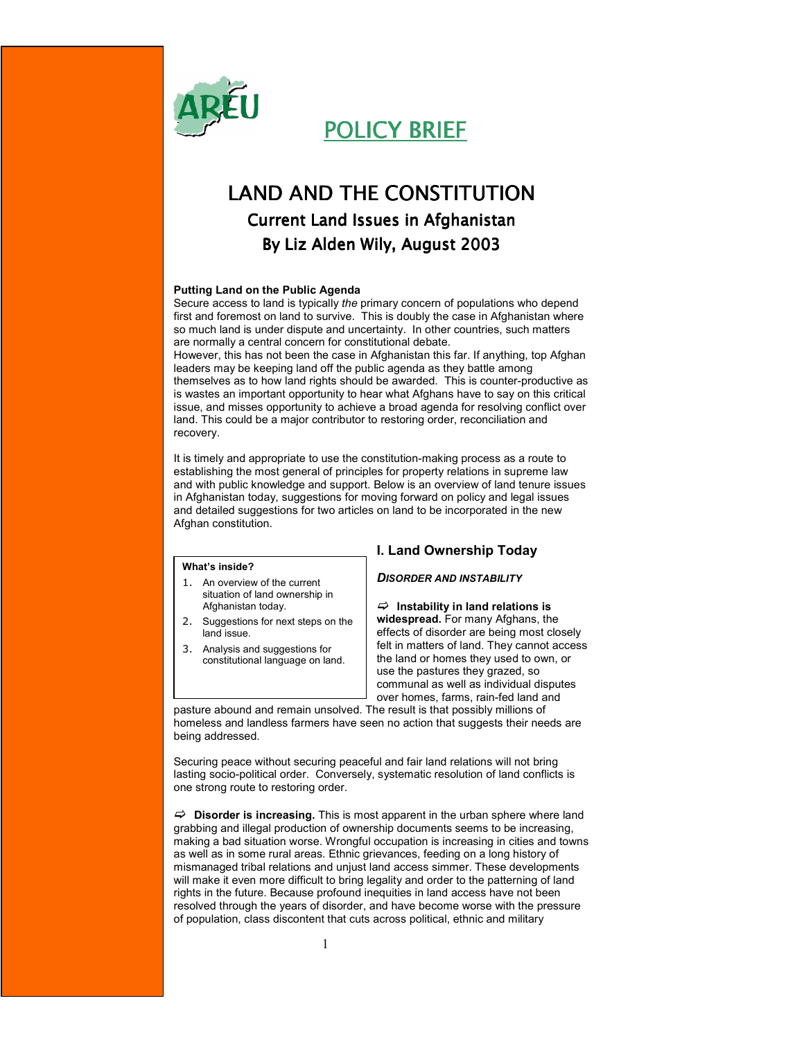AREU

# POLICY BRIEF

# LAND AND THE CONSTITUTION

## Current Land Issues in Afghanistan

## By Liz Alden Wily, August 2003

**Putting Land on the Public Agenda**

Secure access to land is typically *the* primary concern of populations who depend first and foremost on land to survive. This is doubly the case in Afghanistan where so much land is under dispute and uncertainty. In other countries, such matters are normally a central concern for constitutional debate.

However, this has not been the case in Afghanistan this far. If anything, top Afghan leaders may be keeping land off the public agenda as they battle among themselves as to how land rights should be awarded. This is counter-productive as is wastes an important opportunity to hear what Afghans have to say on this critical issue, and misses opportunity to achieve a broad agenda for resolving conflict over land. This could be a major contributor to restoring order, reconciliation and recovery.

It is timely and appropriate to use the constitution-making process as a route to establishing the most general of principles for property relations in supreme law and with public knowledge and support. Below is an overview of land tenure issues in Afghanistan today, suggestions for moving forward on policy and legal issues and detailed suggestions for two articles on land to be incorporated in the new Afghan constitution.

**What's inside?**

1. An overview of the current situation of land ownership in Afghanistan today.
2. Suggestions for next steps on the land issue.
3. Analysis and suggestions for constitutional language on land.

## I. Land Ownership Today

### *DISORDER AND INSTABILITY*

⇨ **Instability in land relations is widespread.** For many Afghans, the effects of disorder are being most closely felt in matters of land. They cannot access the land or homes they used to own, or use the pastures they grazed, so communal as well as individual disputes over homes, farms, rain-fed land and pasture abound and remain unsolved. The result is that possibly millions of homeless and landless farmers have seen no action that suggests their needs are being addressed.

Securing peace without securing peaceful and fair land relations will not bring lasting socio-political order. Conversely, systematic resolution of land conflicts is one strong route to restoring order.

⇨ **Disorder is increasing.** This is most apparent in the urban sphere where land grabbing and illegal production of ownership documents seems to be increasing, making a bad situation worse. Wrongful occupation is increasing in cities and towns as well as in some rural areas. Ethnic grievances, feeding on a long history of mismanaged tribal relations and unjust land access simmer. These developments will make it even more difficult to bring legality and order to the patterning of land rights in the future. Because profound inequities in land access have not been resolved through the years of disorder, and have become worse with the pressure of population, class discontent that cuts across political, ethnic and military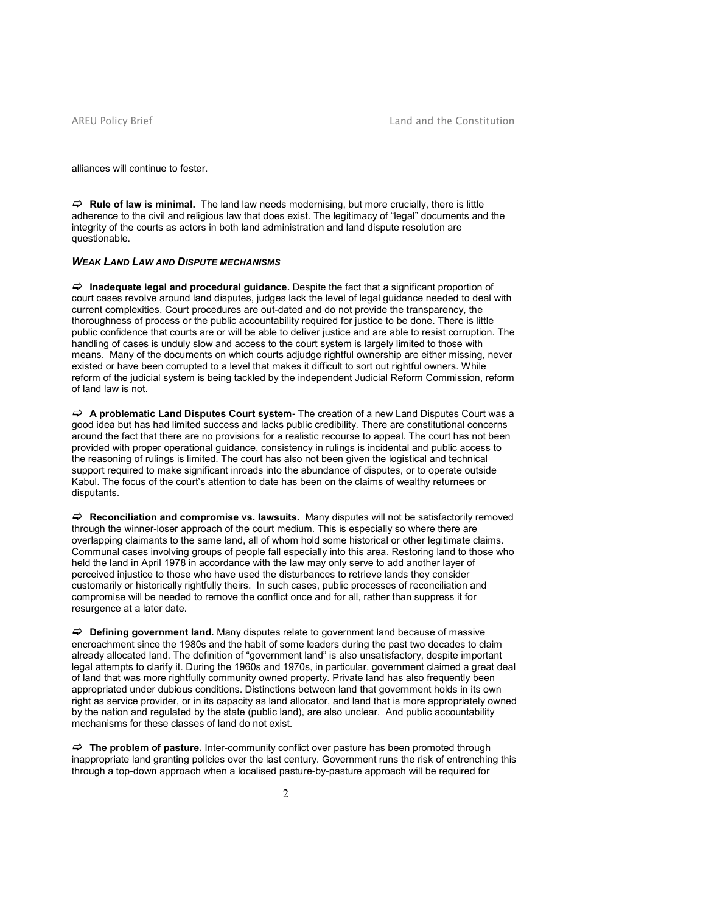alliances will continue to fester.

⇨ **Rule of law is minimal.** The land law needs modernising, but more crucially, there is little adherence to the civil and religious law that does exist. The legitimacy of "legal" documents and the integrity of the courts as actors in both land administration and land dispute resolution are questionable.

### ***WEAK LAND LAW AND DISPUTE MECHANISMS***

⇨ **Inadequate legal and procedural guidance.** Despite the fact that a significant proportion of court cases revolve around land disputes, judges lack the level of legal guidance needed to deal with current complexities. Court procedures are out-dated and do not provide the transparency, the thoroughness of process or the public accountability required for justice to be done. There is little public confidence that courts are or will be able to deliver justice and are able to resist corruption. The handling of cases is unduly slow and access to the court system is largely limited to those with means. Many of the documents on which courts adjudge rightful ownership are either missing, never existed or have been corrupted to a level that makes it difficult to sort out rightful owners. While reform of the judicial system is being tackled by the independent Judicial Reform Commission, reform of land law is not.

⇨ **A problematic Land Disputes Court system-** The creation of a new Land Disputes Court was a good idea but has had limited success and lacks public credibility. There are constitutional concerns around the fact that there are no provisions for a realistic recourse to appeal. The court has not been provided with proper operational guidance, consistency in rulings is incidental and public access to the reasoning of rulings is limited. The court has also not been given the logistical and technical support required to make significant inroads into the abundance of disputes, or to operate outside Kabul. The focus of the court's attention to date has been on the claims of wealthy returnees or disputants.

⇨ **Reconciliation and compromise vs. lawsuits.** Many disputes will not be satisfactorily removed through the winner-loser approach of the court medium. This is especially so where there are overlapping claimants to the same land, all of whom hold some historical or other legitimate claims. Communal cases involving groups of people fall especially into this area. Restoring land to those who held the land in April 1978 in accordance with the law may only serve to add another layer of perceived injustice to those who have used the disturbances to retrieve lands they consider customarily or historically rightfully theirs. In such cases, public processes of reconciliation and compromise will be needed to remove the conflict once and for all, rather than suppress it for resurgence at a later date.

⇨ **Defining government land.** Many disputes relate to government land because of massive encroachment since the 1980s and the habit of some leaders during the past two decades to claim already allocated land. The definition of "government land" is also unsatisfactory, despite important legal attempts to clarify it. During the 1960s and 1970s, in particular, government claimed a great deal of land that was more rightfully community owned property. Private land has also frequently been appropriated under dubious conditions. Distinctions between land that government holds in its own right as service provider, or in its capacity as land allocator, and land that is more appropriately owned by the nation and regulated by the state (public land), are also unclear. And public accountability mechanisms for these classes of land do not exist.

⇨ **The problem of pasture.** Inter-community conflict over pasture has been promoted through inappropriate land granting policies over the last century. Government runs the risk of entrenching this through a top-down approach when a localised pasture-by-pasture approach will be required for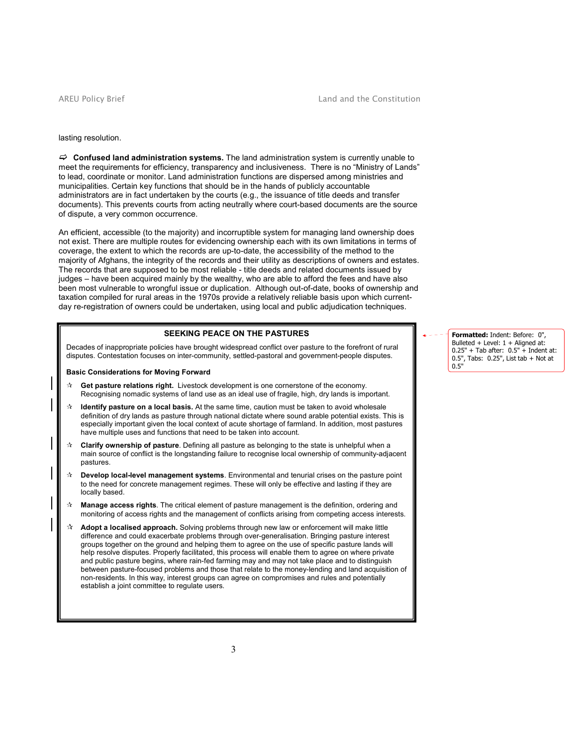lasting resolution.

⇨ **Confused land administration systems.** The land administration system is currently unable to meet the requirements for efficiency, transparency and inclusiveness. There is no "Ministry of Lands" to lead, coordinate or monitor. Land administration functions are dispersed among ministries and municipalities. Certain key functions that should be in the hands of publicly accountable administrators are in fact undertaken by the courts (e.g., the issuance of title deeds and transfer documents). This prevents courts from acting neutrally where court-based documents are the source of dispute, a very common occurrence.

An efficient, accessible (to the majority) and incorruptible system for managing land ownership does not exist. There are multiple routes for evidencing ownership each with its own limitations in terms of coverage, the extent to which the records are up-to-date, the accessibility of the method to the majority of Afghans, the integrity of the records and their utility as descriptions of owners and estates. The records that are supposed to be most reliable - title deeds and related documents issued by judges – have been acquired mainly by the wealthy, who are able to afford the fees and have also been most vulnerable to wrongful issue or duplication. Although out-of-date, books of ownership and taxation compiled for rural areas in the 1970s provide a relatively reliable basis upon which current-day re-registration of owners could be undertaken, using local and public adjudication techniques.

### SEEKING PEACE ON THE PASTURES

Decades of inappropriate policies have brought widespread conflict over pasture to the forefront of rural disputes. Contestation focuses on inter-community, settled-pastoral and government-people disputes.

**Basic Considerations for Moving Forward**

- ☆ **Get pasture relations right.** Livestock development is one cornerstone of the economy. Recognising nomadic systems of land use as an ideal use of fragile, high, dry lands is important.
- ☆ **Identify pasture on a local basis.** At the same time, caution must be taken to avoid wholesale definition of dry lands as pasture through national dictate where sound arable potential exists. This is especially important given the local context of acute shortage of farmland. In addition, most pastures have multiple uses and functions that need to be taken into account.
- ☆ **Clarify ownership of pasture**. Defining all pasture as belonging to the state is unhelpful when a main source of conflict is the longstanding failure to recognise local ownership of community-adjacent pastures.
- ☆ **Develop local-level management systems**. Environmental and tenurial crises on the pasture point to the need for concrete management regimes. These will only be effective and lasting if they are locally based.
- ☆ **Manage access rights**. The critical element of pasture management is the definition, ordering and monitoring of access rights and the management of conflicts arising from competing access interests.
- ☆ **Adopt a localised approach.** Solving problems through new law or enforcement will make little difference and could exacerbate problems through over-generalisation. Bringing pasture interest groups together on the ground and helping them to agree on the use of specific pasture lands will help resolve disputes. Properly facilitated, this process will enable them to agree on where private and public pasture begins, where rain-fed farming may and may not take place and to distinguish between pasture-focused problems and those that relate to the money-lending and land acquisition of non-residents. In this way, interest groups can agree on compromises and rules and potentially establish a joint committee to regulate users.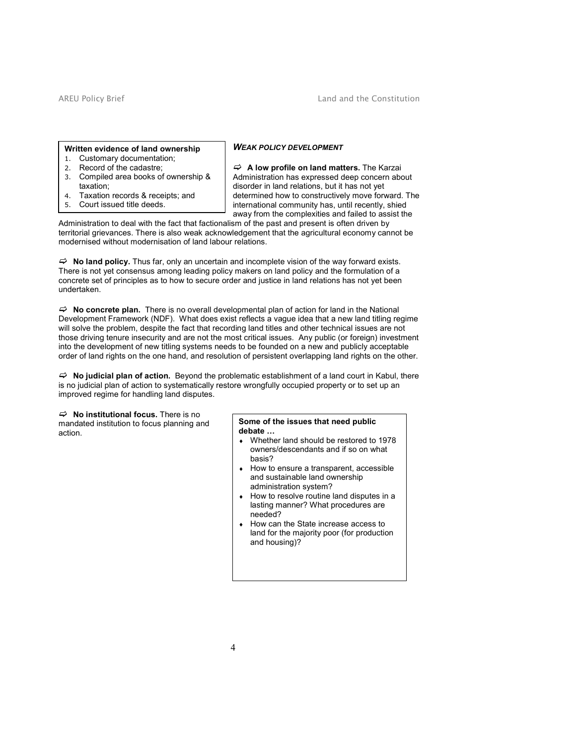**Written evidence of land ownership**

1. Customary documentation;
2. Record of the cadastre;
3. Compiled area books of ownership & taxation;
4. Taxation records & receipts; and
5. Court issued title deeds.

***WEAK POLICY DEVELOPMENT***

⇨ **A low profile on land matters.** The Karzai Administration has expressed deep concern about disorder in land relations, but it has not yet determined how to constructively move forward. The international community has, until recently, shied away from the complexities and failed to assist the Administration to deal with the fact that factionalism of the past and present is often driven by territorial grievances. There is also weak acknowledgement that the agricultural economy cannot be modernised without modernisation of land labour relations.

⇨ **No land policy.** Thus far, only an uncertain and incomplete vision of the way forward exists. There is not yet consensus among leading policy makers on land policy and the formulation of a concrete set of principles as to how to secure order and justice in land relations has not yet been undertaken.

⇨ **No concrete plan.** There is no overall developmental plan of action for land in the National Development Framework (NDF). What does exist reflects a vague idea that a new land titling regime will solve the problem, despite the fact that recording land titles and other technical issues are not those driving tenure insecurity and are not the most critical issues. Any public (or foreign) investment into the development of new titling systems needs to be founded on a new and publicly acceptable order of land rights on the one hand, and resolution of persistent overlapping land rights on the other.

⇨ **No judicial plan of action.** Beyond the problematic establishment of a land court in Kabul, there is no judicial plan of action to systematically restore wrongfully occupied property or to set up an improved regime for handling land disputes.

⇨ **No institutional focus.** There is no mandated institution to focus planning and action.

**Some of the issues that need public debate …**

- Whether land should be restored to 1978 owners/descendants and if so on what basis?
- How to ensure a transparent, accessible and sustainable land ownership administration system?
- How to resolve routine land disputes in a lasting manner? What procedures are needed?
- How can the State increase access to land for the majority poor (for production and housing)?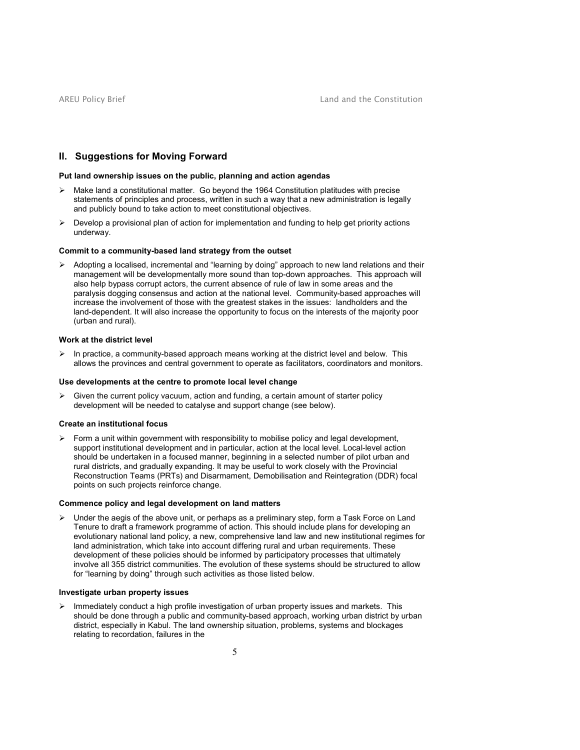## II. Suggestions for Moving Forward

**Put land ownership issues on the public, planning and action agendas**

- Make land a constitutional matter. Go beyond the 1964 Constitution platitudes with precise statements of principles and process, written in such a way that a new administration is legally and publicly bound to take action to meet constitutional objectives.
- Develop a provisional plan of action for implementation and funding to help get priority actions underway.

**Commit to a community-based land strategy from the outset**

- Adopting a localised, incremental and "learning by doing" approach to new land relations and their management will be developmentally more sound than top-down approaches. This approach will also help bypass corrupt actors, the current absence of rule of law in some areas and the paralysis dogging consensus and action at the national level. Community-based approaches will increase the involvement of those with the greatest stakes in the issues: landholders and the land-dependent. It will also increase the opportunity to focus on the interests of the majority poor (urban and rural).

**Work at the district level**

- In practice, a community-based approach means working at the district level and below. This allows the provinces and central government to operate as facilitators, coordinators and monitors.

**Use developments at the centre to promote local level change**

- Given the current policy vacuum, action and funding, a certain amount of starter policy development will be needed to catalyse and support change (see below).

**Create an institutional focus**

- Form a unit within government with responsibility to mobilise policy and legal development, support institutional development and in particular, action at the local level. Local-level action should be undertaken in a focused manner, beginning in a selected number of pilot urban and rural districts, and gradually expanding. It may be useful to work closely with the Provincial Reconstruction Teams (PRTs) and Disarmament, Demobilisation and Reintegration (DDR) focal points on such projects reinforce change.

**Commence policy and legal development on land matters**

- Under the aegis of the above unit, or perhaps as a preliminary step, form a Task Force on Land Tenure to draft a framework programme of action. This should include plans for developing an evolutionary national land policy, a new, comprehensive land law and new institutional regimes for land administration, which take into account differing rural and urban requirements. These development of these policies should be informed by participatory processes that ultimately involve all 355 district communities. The evolution of these systems should be structured to allow for "learning by doing" through such activities as those listed below.

**Investigate urban property issues**

- Immediately conduct a high profile investigation of urban property issues and markets. This should be done through a public and community-based approach, working urban district by urban district, especially in Kabul. The land ownership situation, problems, systems and blockages relating to recordation, failures in the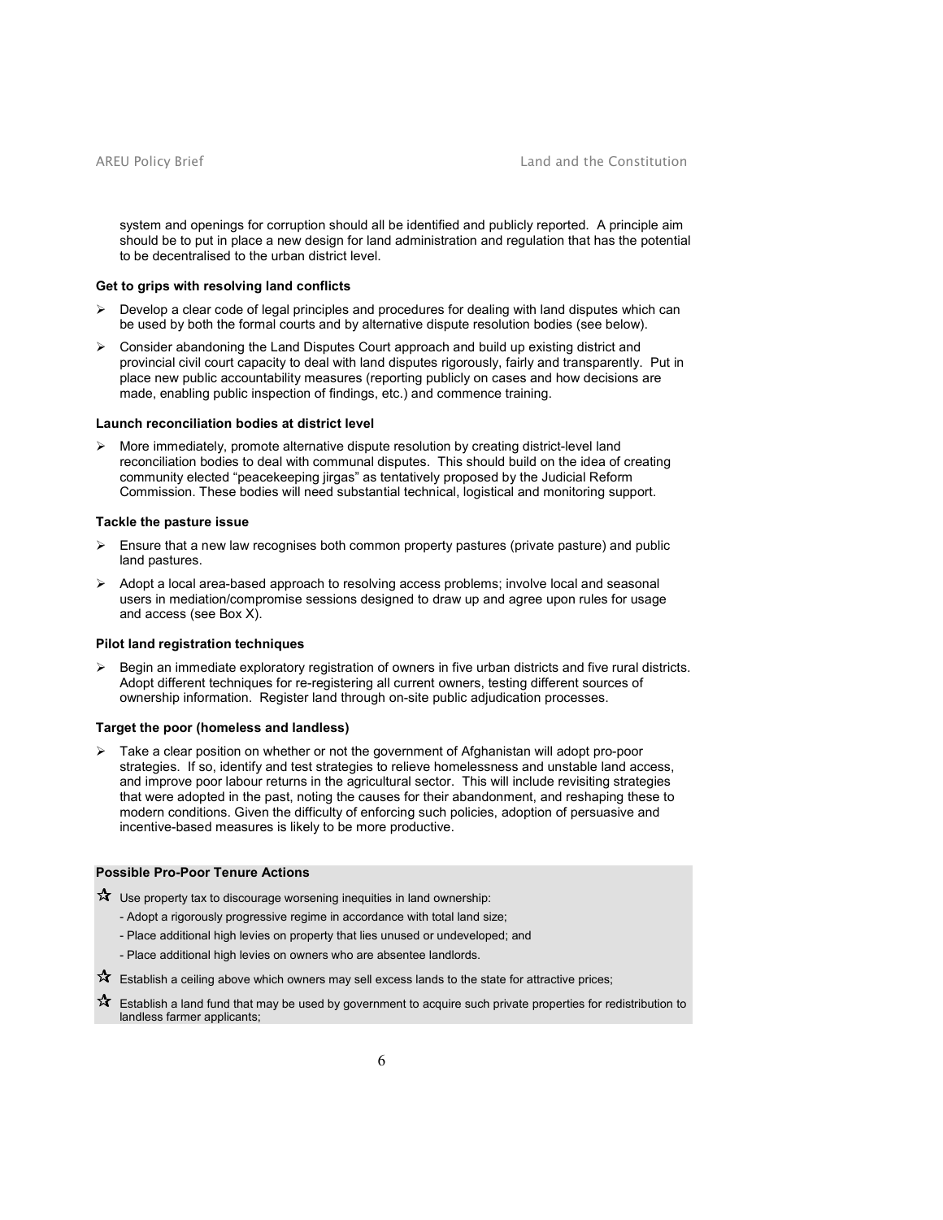system and openings for corruption should all be identified and publicly reported. A principle aim should be to put in place a new design for land administration and regulation that has the potential to be decentralised to the urban district level.

**Get to grips with resolving land conflicts**

- Develop a clear code of legal principles and procedures for dealing with land disputes which can be used by both the formal courts and by alternative dispute resolution bodies (see below).
- Consider abandoning the Land Disputes Court approach and build up existing district and provincial civil court capacity to deal with land disputes rigorously, fairly and transparently. Put in place new public accountability measures (reporting publicly on cases and how decisions are made, enabling public inspection of findings, etc.) and commence training.

**Launch reconciliation bodies at district level**

- More immediately, promote alternative dispute resolution by creating district-level land reconciliation bodies to deal with communal disputes. This should build on the idea of creating community elected "peacekeeping jirgas" as tentatively proposed by the Judicial Reform Commission. These bodies will need substantial technical, logistical and monitoring support.

**Tackle the pasture issue**

- Ensure that a new law recognises both common property pastures (private pasture) and public land pastures.
- Adopt a local area-based approach to resolving access problems; involve local and seasonal users in mediation/compromise sessions designed to draw up and agree upon rules for usage and access (see Box X).

**Pilot land registration techniques**

- Begin an immediate exploratory registration of owners in five urban districts and five rural districts. Adopt different techniques for re-registering all current owners, testing different sources of ownership information. Register land through on-site public adjudication processes.

**Target the poor (homeless and landless)**

- Take a clear position on whether or not the government of Afghanistan will adopt pro-poor strategies. If so, identify and test strategies to relieve homelessness and unstable land access, and improve poor labour returns in the agricultural sector. This will include revisiting strategies that were adopted in the past, noting the causes for their abandonment, and reshaping these to modern conditions. Given the difficulty of enforcing such policies, adoption of persuasive and incentive-based measures is likely to be more productive.

**Possible Pro-Poor Tenure Actions**

☆ Use property tax to discourage worsening inequities in land ownership:
  - Adopt a rigorously progressive regime in accordance with total land size;
  - Place additional high levies on property that lies unused or undeveloped; and
  - Place additional high levies on owners who are absentee landlords.

☆ Establish a ceiling above which owners may sell excess lands to the state for attractive prices;

☆ Establish a land fund that may be used by government to acquire such private properties for redistribution to landless farmer applicants;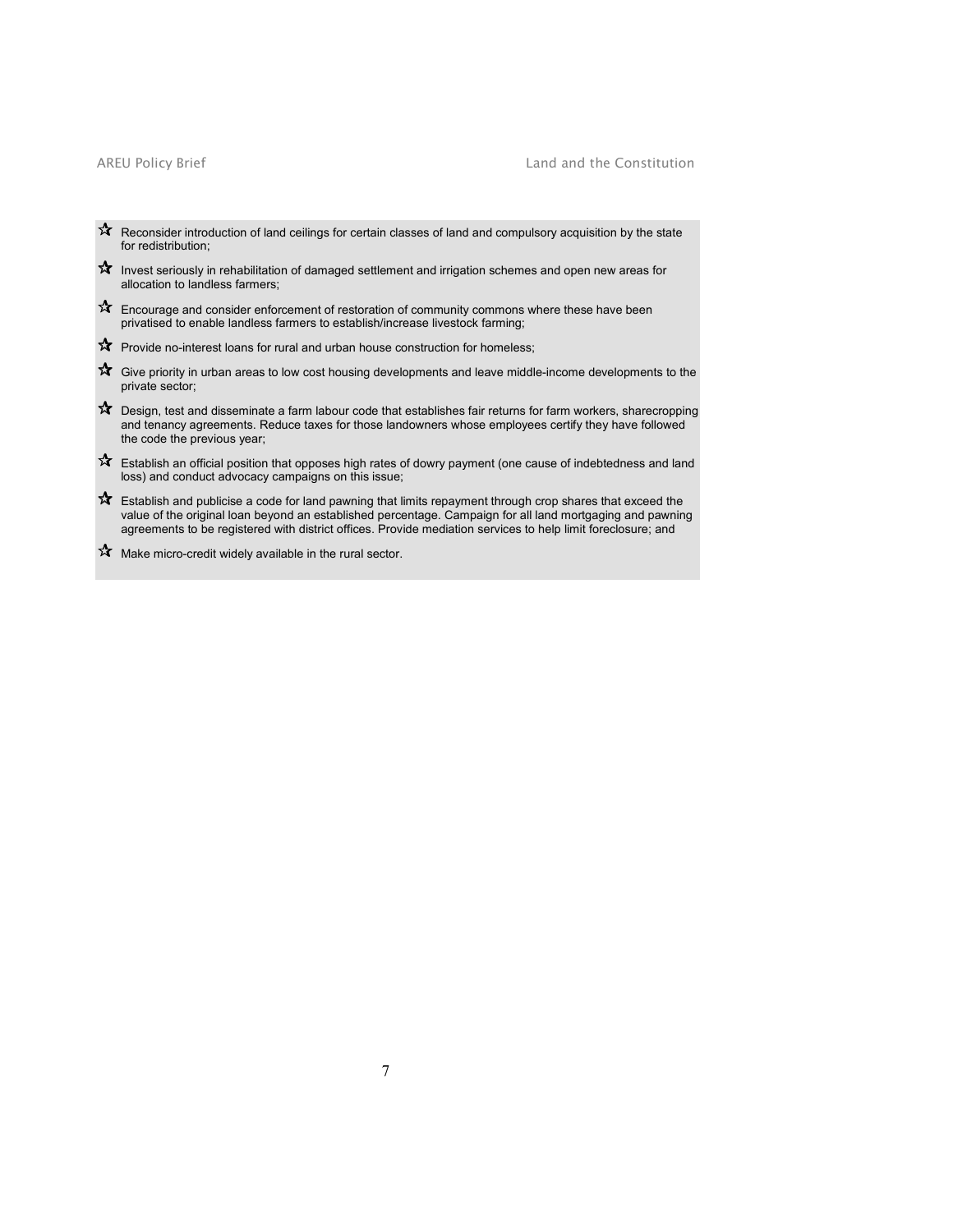- Reconsider introduction of land ceilings for certain classes of land and compulsory acquisition by the state for redistribution;
- Invest seriously in rehabilitation of damaged settlement and irrigation schemes and open new areas for allocation to landless farmers;
- Encourage and consider enforcement of restoration of community commons where these have been privatised to enable landless farmers to establish/increase livestock farming;
- Provide no-interest loans for rural and urban house construction for homeless;
- Give priority in urban areas to low cost housing developments and leave middle-income developments to the private sector;
- Design, test and disseminate a farm labour code that establishes fair returns for farm workers, sharecropping and tenancy agreements. Reduce taxes for those landowners whose employees certify they have followed the code the previous year;
- Establish an official position that opposes high rates of dowry payment (one cause of indebtedness and land loss) and conduct advocacy campaigns on this issue;
- Establish and publicise a code for land pawning that limits repayment through crop shares that exceed the value of the original loan beyond an established percentage. Campaign for all land mortgaging and pawning agreements to be registered with district offices. Provide mediation services to help limit foreclosure; and
- Make micro-credit widely available in the rural sector.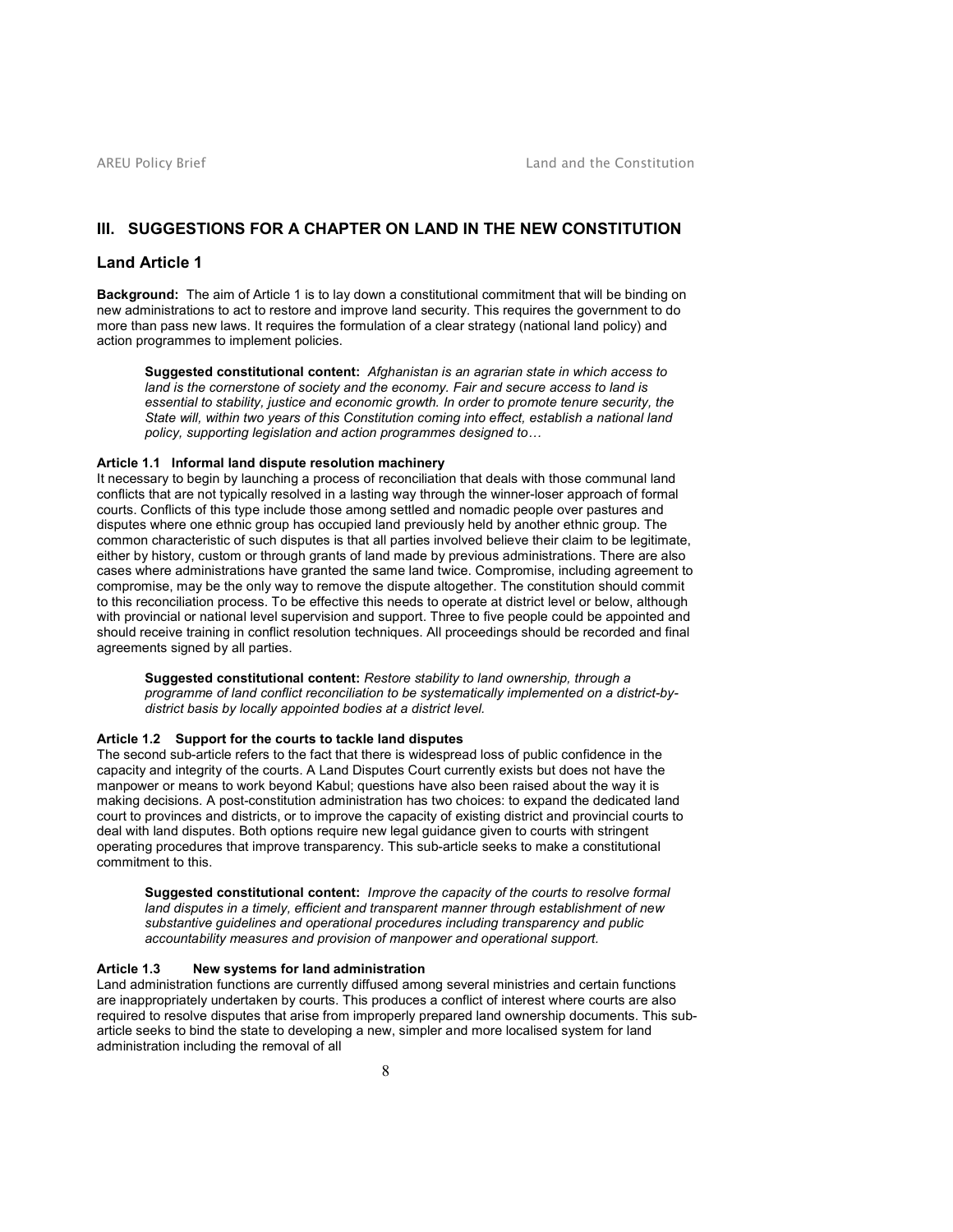## III. SUGGESTIONS FOR A CHAPTER ON LAND IN THE NEW CONSTITUTION

### Land Article 1

**Background:** The aim of Article 1 is to lay down a constitutional commitment that will be binding on new administrations to act to restore and improve land security. This requires the government to do more than pass new laws. It requires the formulation of a clear strategy (national land policy) and action programmes to implement policies.

> **Suggested constitutional content:** *Afghanistan is an agrarian state in which access to land is the cornerstone of society and the economy. Fair and secure access to land is essential to stability, justice and economic growth. In order to promote tenure security, the State will, within two years of this Constitution coming into effect, establish a national land policy, supporting legislation and action programmes designed to…*

#### Article 1.1 Informal land dispute resolution machinery

It necessary to begin by launching a process of reconciliation that deals with those communal land conflicts that are not typically resolved in a lasting way through the winner-loser approach of formal courts. Conflicts of this type include those among settled and nomadic people over pastures and disputes where one ethnic group has occupied land previously held by another ethnic group. The common characteristic of such disputes is that all parties involved believe their claim to be legitimate, either by history, custom or through grants of land made by previous administrations. There are also cases where administrations have granted the same land twice. Compromise, including agreement to compromise, may be the only way to remove the dispute altogether. The constitution should commit to this reconciliation process. To be effective this needs to operate at district level or below, although with provincial or national level supervision and support. Three to five people could be appointed and should receive training in conflict resolution techniques. All proceedings should be recorded and final agreements signed by all parties.

> **Suggested constitutional content:** *Restore stability to land ownership, through a programme of land conflict reconciliation to be systematically implemented on a district-by-district basis by locally appointed bodies at a district level.*

#### Article 1.2 Support for the courts to tackle land disputes

The second sub-article refers to the fact that there is widespread loss of public confidence in the capacity and integrity of the courts. A Land Disputes Court currently exists but does not have the manpower or means to work beyond Kabul; questions have also been raised about the way it is making decisions. A post-constitution administration has two choices: to expand the dedicated land court to provinces and districts, or to improve the capacity of existing district and provincial courts to deal with land disputes. Both options require new legal guidance given to courts with stringent operating procedures that improve transparency. This sub-article seeks to make a constitutional commitment to this.

> **Suggested constitutional content:** *Improve the capacity of the courts to resolve formal land disputes in a timely, efficient and transparent manner through establishment of new substantive guidelines and operational procedures including transparency and public accountability measures and provision of manpower and operational support.*

#### Article 1.3 New systems for land administration

Land administration functions are currently diffused among several ministries and certain functions are inappropriately undertaken by courts. This produces a conflict of interest where courts are also required to resolve disputes that arise from improperly prepared land ownership documents. This sub-article seeks to bind the state to developing a new, simpler and more localised system for land administration including the removal of all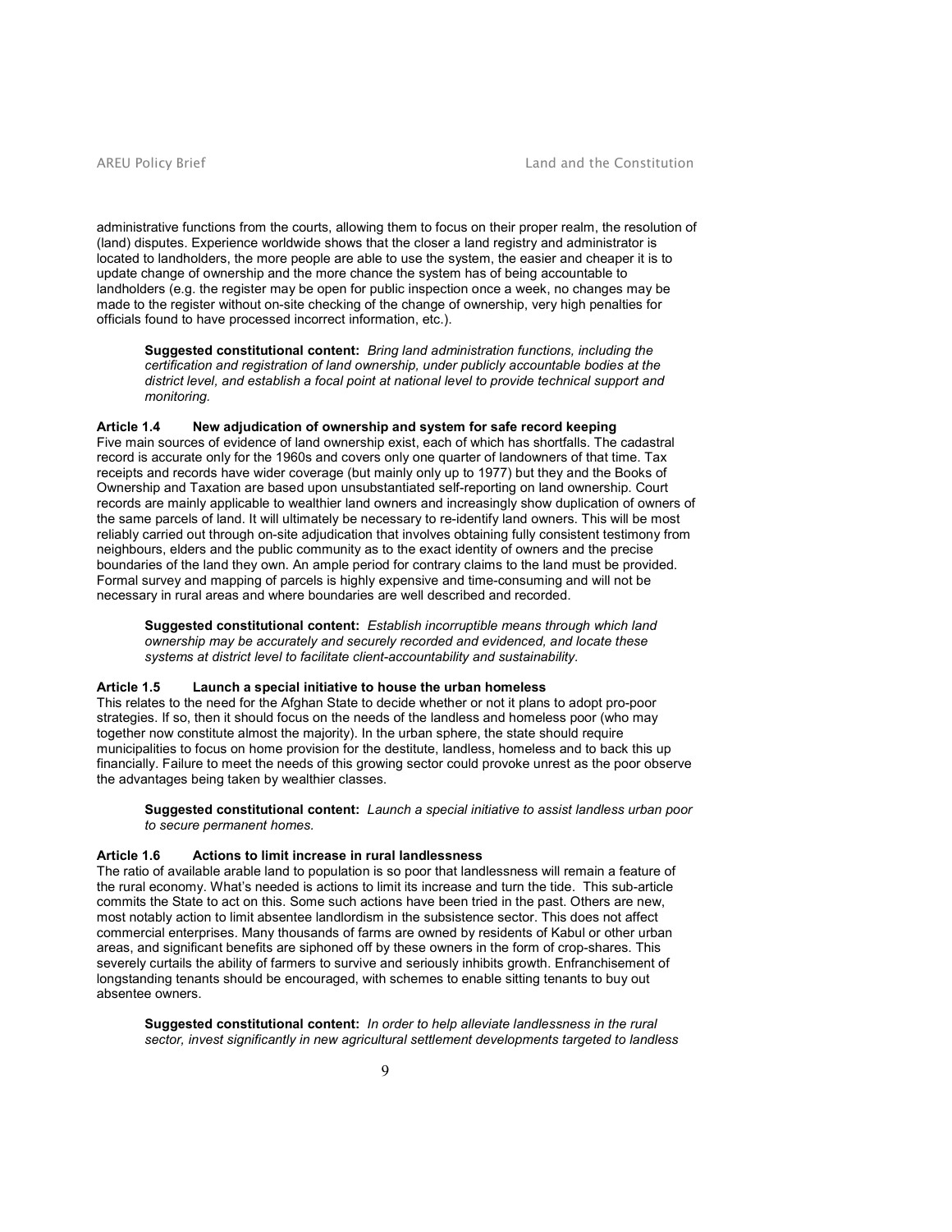administrative functions from the courts, allowing them to focus on their proper realm, the resolution of (land) disputes. Experience worldwide shows that the closer a land registry and administrator is located to landholders, the more people are able to use the system, the easier and cheaper it is to update change of ownership and the more chance the system has of being accountable to landholders (e.g. the register may be open for public inspection once a week, no changes may be made to the register without on-site checking of the change of ownership, very high penalties for officials found to have processed incorrect information, etc.).

> **Suggested constitutional content:** *Bring land administration functions, including the certification and registration of land ownership, under publicly accountable bodies at the district level, and establish a focal point at national level to provide technical support and monitoring.*

### Article 1.4 New adjudication of ownership and system for safe record keeping

Five main sources of evidence of land ownership exist, each of which has shortfalls. The cadastral record is accurate only for the 1960s and covers only one quarter of landowners of that time. Tax receipts and records have wider coverage (but mainly only up to 1977) but they and the Books of Ownership and Taxation are based upon unsubstantiated self-reporting on land ownership. Court records are mainly applicable to wealthier land owners and increasingly show duplication of owners of the same parcels of land. It will ultimately be necessary to re-identify land owners. This will be most reliably carried out through on-site adjudication that involves obtaining fully consistent testimony from neighbours, elders and the public community as to the exact identity of owners and the precise boundaries of the land they own. An ample period for contrary claims to the land must be provided. Formal survey and mapping of parcels is highly expensive and time-consuming and will not be necessary in rural areas and where boundaries are well described and recorded.

> **Suggested constitutional content:** *Establish incorruptible means through which land ownership may be accurately and securely recorded and evidenced, and locate these systems at district level to facilitate client-accountability and sustainability.*

### Article 1.5 Launch a special initiative to house the urban homeless

This relates to the need for the Afghan State to decide whether or not it plans to adopt pro-poor strategies. If so, then it should focus on the needs of the landless and homeless poor (who may together now constitute almost the majority). In the urban sphere, the state should require municipalities to focus on home provision for the destitute, landless, homeless and to back this up financially. Failure to meet the needs of this growing sector could provoke unrest as the poor observe the advantages being taken by wealthier classes.

> **Suggested constitutional content:** *Launch a special initiative to assist landless urban poor to secure permanent homes.*

### Article 1.6 Actions to limit increase in rural landlessness

The ratio of available arable land to population is so poor that landlessness will remain a feature of the rural economy. What's needed is actions to limit its increase and turn the tide. This sub-article commits the State to act on this. Some such actions have been tried in the past. Others are new, most notably action to limit absentee landlordism in the subsistence sector. This does not affect commercial enterprises. Many thousands of farms are owned by residents of Kabul or other urban areas, and significant benefits are siphoned off by these owners in the form of crop-shares. This severely curtails the ability of farmers to survive and seriously inhibits growth. Enfranchisement of longstanding tenants should be encouraged, with schemes to enable sitting tenants to buy out absentee owners.

> **Suggested constitutional content:** *In order to help alleviate landlessness in the rural sector, invest significantly in new agricultural settlement developments targeted to landless*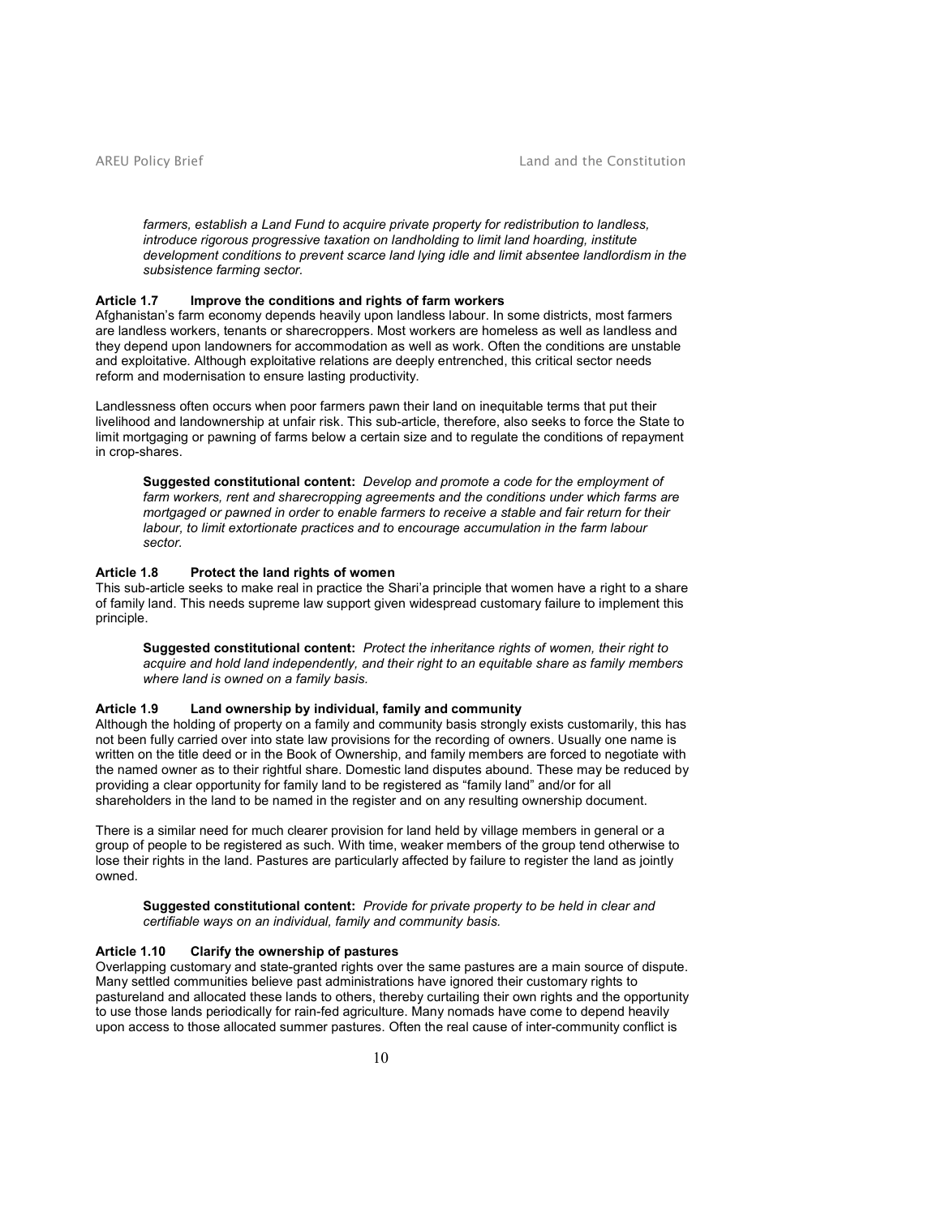*farmers, establish a Land Fund to acquire private property for redistribution to landless, introduce rigorous progressive taxation on landholding to limit land hoarding, institute development conditions to prevent scarce land lying idle and limit absentee landlordism in the subsistence farming sector.*

**Article 1.7 Improve the conditions and rights of farm workers**

Afghanistan's farm economy depends heavily upon landless labour. In some districts, most farmers are landless workers, tenants or sharecroppers. Most workers are homeless as well as landless and they depend upon landowners for accommodation as well as work. Often the conditions are unstable and exploitative. Although exploitative relations are deeply entrenched, this critical sector needs reform and modernisation to ensure lasting productivity.

Landlessness often occurs when poor farmers pawn their land on inequitable terms that put their livelihood and landownership at unfair risk. This sub-article, therefore, also seeks to force the State to limit mortgaging or pawning of farms below a certain size and to regulate the conditions of repayment in crop-shares.

> **Suggested constitutional content:** *Develop and promote a code for the employment of farm workers, rent and sharecropping agreements and the conditions under which farms are mortgaged or pawned in order to enable farmers to receive a stable and fair return for their labour, to limit extortionate practices and to encourage accumulation in the farm labour sector.*

**Article 1.8 Protect the land rights of women**

This sub-article seeks to make real in practice the Shari'a principle that women have a right to a share of family land. This needs supreme law support given widespread customary failure to implement this principle.

> **Suggested constitutional content:** *Protect the inheritance rights of women, their right to acquire and hold land independently, and their right to an equitable share as family members where land is owned on a family basis.*

**Article 1.9 Land ownership by individual, family and community**

Although the holding of property on a family and community basis strongly exists customarily, this has not been fully carried over into state law provisions for the recording of owners. Usually one name is written on the title deed or in the Book of Ownership, and family members are forced to negotiate with the named owner as to their rightful share. Domestic land disputes abound. These may be reduced by providing a clear opportunity for family land to be registered as "family land" and/or for all shareholders in the land to be named in the register and on any resulting ownership document.

There is a similar need for much clearer provision for land held by village members in general or a group of people to be registered as such. With time, weaker members of the group tend otherwise to lose their rights in the land. Pastures are particularly affected by failure to register the land as jointly owned.

> **Suggested constitutional content:** *Provide for private property to be held in clear and certifiable ways on an individual, family and community basis.*

**Article 1.10 Clarify the ownership of pastures**

Overlapping customary and state-granted rights over the same pastures are a main source of dispute. Many settled communities believe past administrations have ignored their customary rights to pastureland and allocated these lands to others, thereby curtailing their own rights and the opportunity to use those lands periodically for rain-fed agriculture. Many nomads have come to depend heavily upon access to those allocated summer pastures. Often the real cause of inter-community conflict is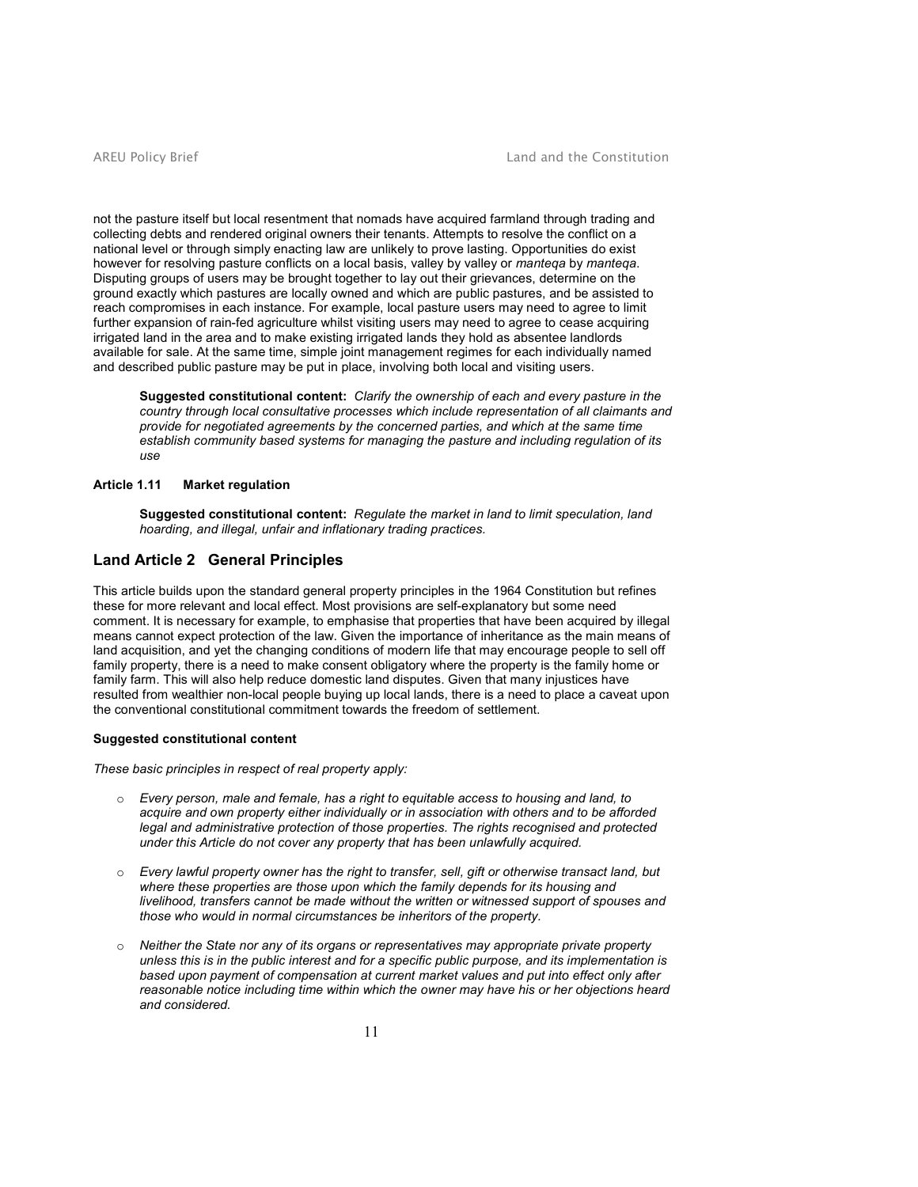not the pasture itself but local resentment that nomads have acquired farmland through trading and collecting debts and rendered original owners their tenants. Attempts to resolve the conflict on a national level or through simply enacting law are unlikely to prove lasting. Opportunities do exist however for resolving pasture conflicts on a local basis, valley by valley or *manteqa* by *manteqa*. Disputing groups of users may be brought together to lay out their grievances, determine on the ground exactly which pastures are locally owned and which are public pastures, and be assisted to reach compromises in each instance. For example, local pasture users may need to agree to limit further expansion of rain-fed agriculture whilst visiting users may need to agree to cease acquiring irrigated land in the area and to make existing irrigated lands they hold as absentee landlords available for sale. At the same time, simple joint management regimes for each individually named and described public pasture may be put in place, involving both local and visiting users.

> **Suggested constitutional content:** *Clarify the ownership of each and every pasture in the country through local consultative processes which include representation of all claimants and provide for negotiated agreements by the concerned parties, and which at the same time establish community based systems for managing the pasture and including regulation of its use*

#### Article 1.11 Market regulation

> **Suggested constitutional content:** *Regulate the market in land to limit speculation, land hoarding, and illegal, unfair and inflationary trading practices.*

## Land Article 2 General Principles

This article builds upon the standard general property principles in the 1964 Constitution but refines these for more relevant and local effect. Most provisions are self-explanatory but some need comment. It is necessary for example, to emphasise that properties that have been acquired by illegal means cannot expect protection of the law. Given the importance of inheritance as the main means of land acquisition, and yet the changing conditions of modern life that may encourage people to sell off family property, there is a need to make consent obligatory where the property is the family home or family farm. This will also help reduce domestic land disputes. Given that many injustices have resulted from wealthier non-local people buying up local lands, there is a need to place a caveat upon the conventional constitutional commitment towards the freedom of settlement.

**Suggested constitutional content**

*These basic principles in respect of real property apply:*

- *Every person, male and female, has a right to equitable access to housing and land, to acquire and own property either individually or in association with others and to be afforded legal and administrative protection of those properties. The rights recognised and protected under this Article do not cover any property that has been unlawfully acquired.*
- *Every lawful property owner has the right to transfer, sell, gift or otherwise transact land, but where these properties are those upon which the family depends for its housing and livelihood, transfers cannot be made without the written or witnessed support of spouses and those who would in normal circumstances be inheritors of the property.*
- *Neither the State nor any of its organs or representatives may appropriate private property unless this is in the public interest and for a specific public purpose, and its implementation is based upon payment of compensation at current market values and put into effect only after reasonable notice including time within which the owner may have his or her objections heard and considered.*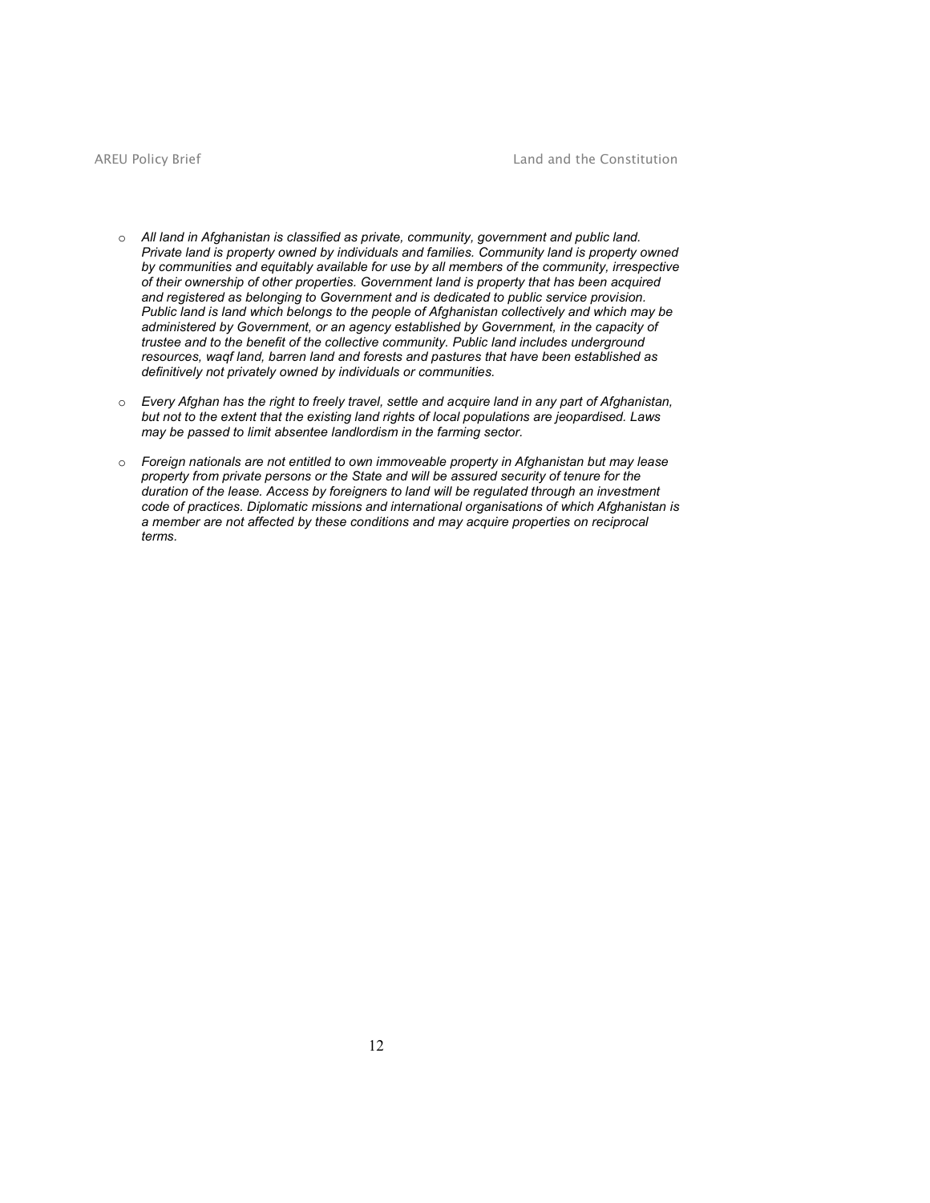- *All land in Afghanistan is classified as private, community, government and public land. Private land is property owned by individuals and families. Community land is property owned by communities and equitably available for use by all members of the community, irrespective of their ownership of other properties. Government land is property that has been acquired and registered as belonging to Government and is dedicated to public service provision. Public land is land which belongs to the people of Afghanistan collectively and which may be administered by Government, or an agency established by Government, in the capacity of trustee and to the benefit of the collective community. Public land includes underground resources, waqf land, barren land and forests and pastures that have been established as definitively not privately owned by individuals or communities.*

- *Every Afghan has the right to freely travel, settle and acquire land in any part of Afghanistan, but not to the extent that the existing land rights of local populations are jeopardised. Laws may be passed to limit absentee landlordism in the farming sector.*

- *Foreign nationals are not entitled to own immoveable property in Afghanistan but may lease property from private persons or the State and will be assured security of tenure for the duration of the lease. Access by foreigners to land will be regulated through an investment code of practices. Diplomatic missions and international organisations of which Afghanistan is a member are not affected by these conditions and may acquire properties on reciprocal terms.*